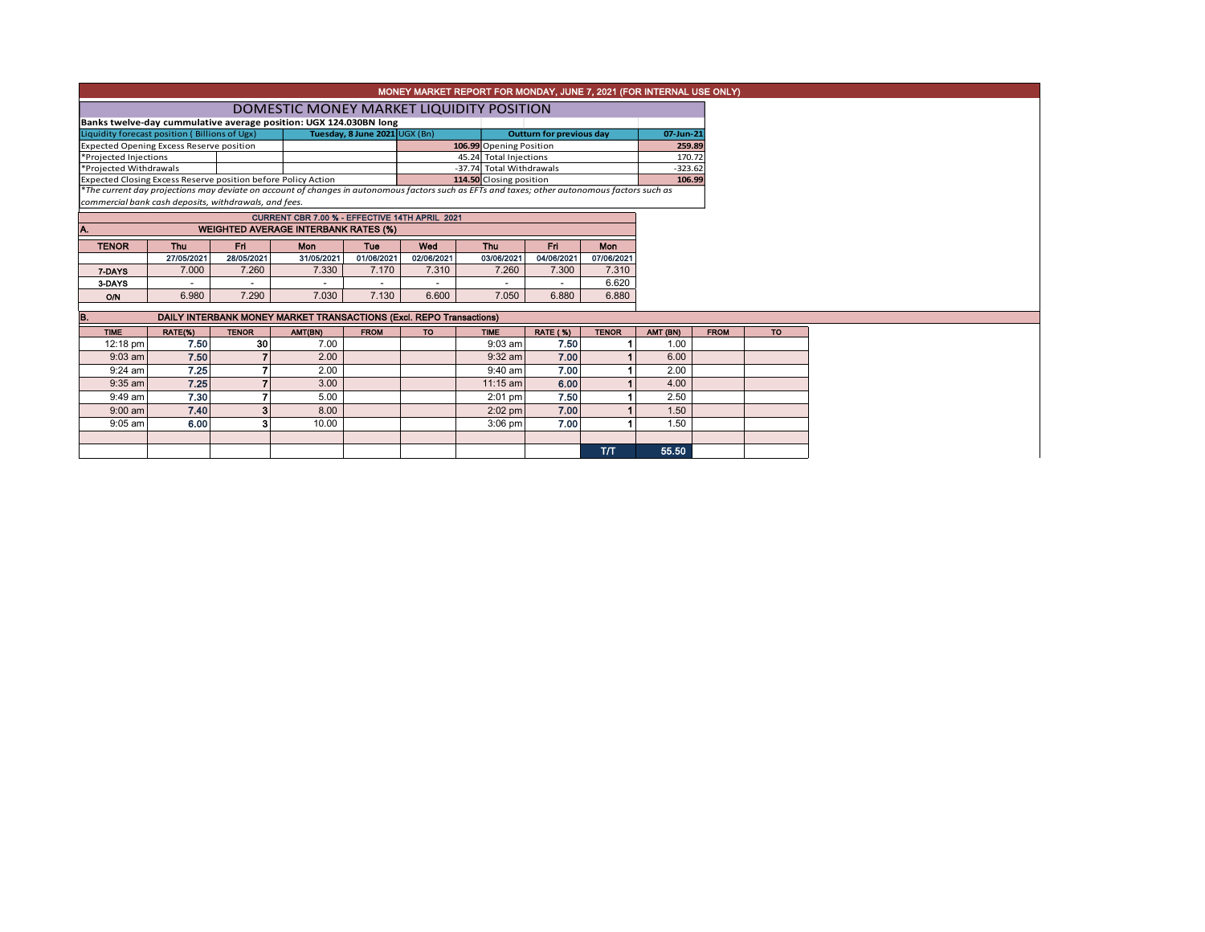# MONEY MARKET REPORT FOR MONDAY, JUNE 7, 2021 (FOR INTERNAL USE ONLY)

## DOMESTIC MONEY MARKET LIQUIDITY POSITION

**Banks twelve-day cummulative average position: UGX 124.030BN long**

| Liquidity forecast position ( Billions of Ugx) | Tuesday, 8 June 2021 UGX (Bn) | Outturn for previous day | 07-Jun-21 |
|---|---|---|---|
| Expected Opening Excess Reserve position | 106.99 | Opening Position | 259.89 |
| *Projected Injections | 45.24 | Total Injections | 170.72 |
| *Projected Withdrawals | -37.74 | Total Withdrawals | -323.62 |
| Expected Closing Excess Reserve position before Policy Action | 114.50 | Closing position | 106.99 |

*The current day projections may deviate on account of changes in autonomous factors such as EFTs and taxes; other autonomous factors such as commercial bank cash deposits, withdrawals, and fees.

### CURRENT CBR 7.00 % - EFFECTIVE 14TH APRIL 2021

### A. WEIGHTED AVERAGE INTERBANK RATES (%)

| TENOR | Thu | Fri | Mon | Tue | Wed | Thu | Fri | Mon |
|---|---|---|---|---|---|---|---|---|
| | 27/05/2021 | 28/05/2021 | 31/05/2021 | 01/06/2021 | 02/06/2021 | 03/06/2021 | 04/06/2021 | 07/06/2021 |
| 7-DAYS | 7.000 | 7.260 | 7.330 | 7.170 | 7.310 | 7.260 | 7.300 | 7.310 |
| 3-DAYS | - | - | - | - | - | - | - | 6.620 |
| O/N | 6.980 | 7.290 | 7.030 | 7.130 | 6.600 | 7.050 | 6.880 | 6.880 |

### B. DAILY INTERBANK MONEY MARKET TRANSACTIONS (Excl. REPO Transactions)

| TIME | RATE(%) | TENOR | AMT(BN) | FROM | TO | TIME | RATE (%) | TENOR | AMT (BN) | FROM | TO |
|---|---|---|---|---|---|---|---|---|---|---|---|
| 12:18 pm | 7.50 | 30 | 7.00 | | | 9:03 am | 7.50 | 1 | 1.00 | | |
| 9:03 am | 7.50 | 7 | 2.00 | | | 9:32 am | 7.00 | 1 | 6.00 | | |
| 9:24 am | 7.25 | 7 | 2.00 | | | 9:40 am | 7.00 | 1 | 2.00 | | |
| 9:35 am | 7.25 | 7 | 3.00 | | | 11:15 am | 6.00 | 1 | 4.00 | | |
| 9:49 am | 7.30 | 7 | 5.00 | | | 2:01 pm | 7.50 | 1 | 2.50 | | |
| 9:00 am | 7.40 | 3 | 8.00 | | | 2:02 pm | 7.00 | 1 | 1.50 | | |
| 9:05 am | 6.00 | 3 | 10.00 | | | 3:06 pm | 7.00 | 1 | 1.50 | | |
| | | | | | | | | | | | |
| | | | | | | | | T/T | 55.50 | | |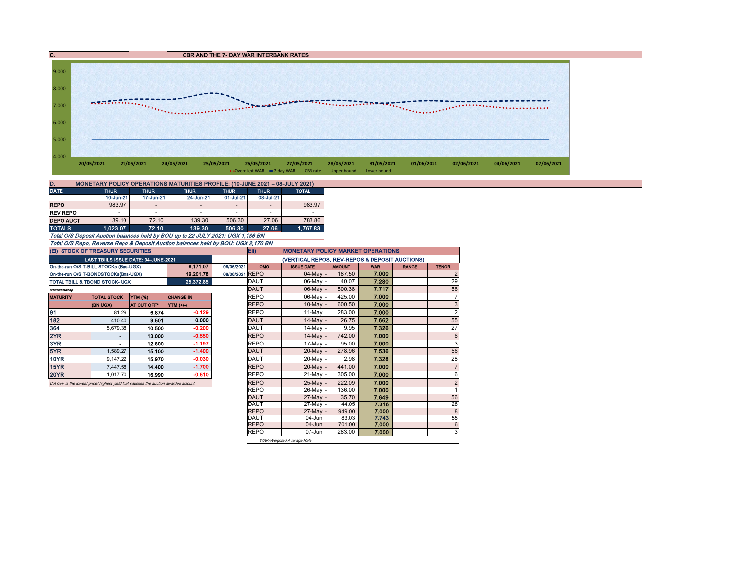## C. CBR AND THE 7- DAY WAR INTERBANK RATES

9.000
8.000
7.000
6.000
5.000
4.000

20/05/2021 21/05/2021 24/05/2021 25/05/2021 26/05/2021 27/05/2021 28/05/2021 31/05/2021 01/06/2021 02/06/2021 04/06/2021 07/06/2021

Overnight WAR, 7-day WAR, CBR rate, Upper bound, Lower bound

## D. MONETARY POLICY OPERATIONS MATURITIES PROFILE: (10-JUNE 2021 – 08-JULY 2021)

| DATE | THUR | THUR | THUR | THUR | THUR | TOTAL |
|---|---|---|---|---|---|---|
| | 10-Jun-21 | 17-Jun-21 | 24-Jun-21 | 01-Jul-21 | 08-Jul-21 | |
| REPO | 983.97 | - | - | - | - | 983.97 |
| REV REPO | - | - | - | - | - | - |
| DEPO AUCT | 39.10 | 72.10 | 139.30 | 506.30 | 27.06 | 783.86 |
| TOTALS | 1,023.07 | 72.10 | 139.30 | 506.30 | 27.06 | 1,767.83 |

*Total O/S Deposit Auction balances held by BOU up to 22 JULY 2021: UGX 1,186 BN*

*Total O/S Repo, Reverse Repo & Deposit Auction balances held by BOU: UGX 2,170 BN*

## (Ei) STOCK OF TREASURY SECURITIES

| LAST TBIILS ISSUE DATE: 04-JUNE-2021 | | |
|---|---|---|
| On-the-run O/S T-BILL STOCKs (Bns-UGX) | 6,171.07 | 08/06/2021 |
| On-the-run O/S T-BONDSTOCKs(Bns-UGX) | 19,201.78 | 08/06/2021 |
| TOTAL TBILL & TBOND STOCK- UGX | 25,372.85 | |

O/S=Outstanding

| MATURITY | TOTAL STOCK (BN UGX) | YTM (%) AT CUT OFF* | CHANGE IN YTM (+/-) |
|---|---|---|---|
| 91 | 81.29 | 6.874 | -0.129 |
| 182 | 410.40 | 9.501 | 0.000 |
| 364 | 5,679.38 | 10.500 | -0.200 |
| 2YR | - | 13.000 | -0.550 |
| 3YR | - | 12.800 | -1.197 |
| 5YR | 1,589.27 | 15.100 | -1.400 |
| 10YR | 9,147.22 | 15.970 | -0.030 |
| 15YR | 7,447.58 | 14.400 | -1.700 |
| 20YR | 1,017.70 | 16.990 | -0.510 |

*Cut OFF is the lowest price/ highest yield that satisfies the auction awarded amount.*

## Eii) MONETARY POLICY MARKET OPERATIONS

(VERTICAL REPOS, REV-REPOS & DEPOSIT AUCTIONS)

| OMO | ISSUE DATE | AMOUNT | WAR | RANGE | TENOR |
|---|---|---|---|---|---|
| REPO | 04-May | 187.50 | 7.000 | | 2 |
| DAUT | 06-May | 40.07 | 7.280 | | 29 |
| DAUT | 06-May | 500.38 | 7.717 | | 56 |
| REPO | 06-May | 425.00 | 7.000 | | 7 |
| REPO | 10-May | 600.50 | 7.000 | | 3 |
| REPO | 11-May | 283.00 | 7.000 | | 2 |
| DAUT | 14-May | 26.75 | 7.662 | | 55 |
| DAUT | 14-May | 9.95 | 7.326 | | 27 |
| REPO | 14-May | 742.00 | 7.000 | | 6 |
| REPO | 17-May | 95.00 | 7.000 | | 3 |
| DAUT | 20-May | 278.96 | 7.536 | | 56 |
| DAUT | 20-May | 2.98 | 7.328 | | 28 |
| REPO | 20-May | 441.00 | 7.000 | | 7 |
| REPO | 21-May | 305.00 | 7.000 | | 6 |
| REPO | 25-May | 222.09 | 7.000 | | 2 |
| REPO | 26-May | 136.00 | 7.000 | | 1 |
| DAUT | 27-May | 35.70 | 7.649 | | 56 |
| DAUT | 27-May | 44.05 | 7.316 | | 28 |
| REPO | 27-May | 949.00 | 7.000 | | 8 |
| DAUT | 04-Jun | 83.03 | 7.743 | | 55 |
| REPO | 04-Jun | 701.00 | 7.000 | | 6 |
| REPO | 07-Jun | 283.00 | 7.000 | | 3 |

*WAR-Weighted Average Rate*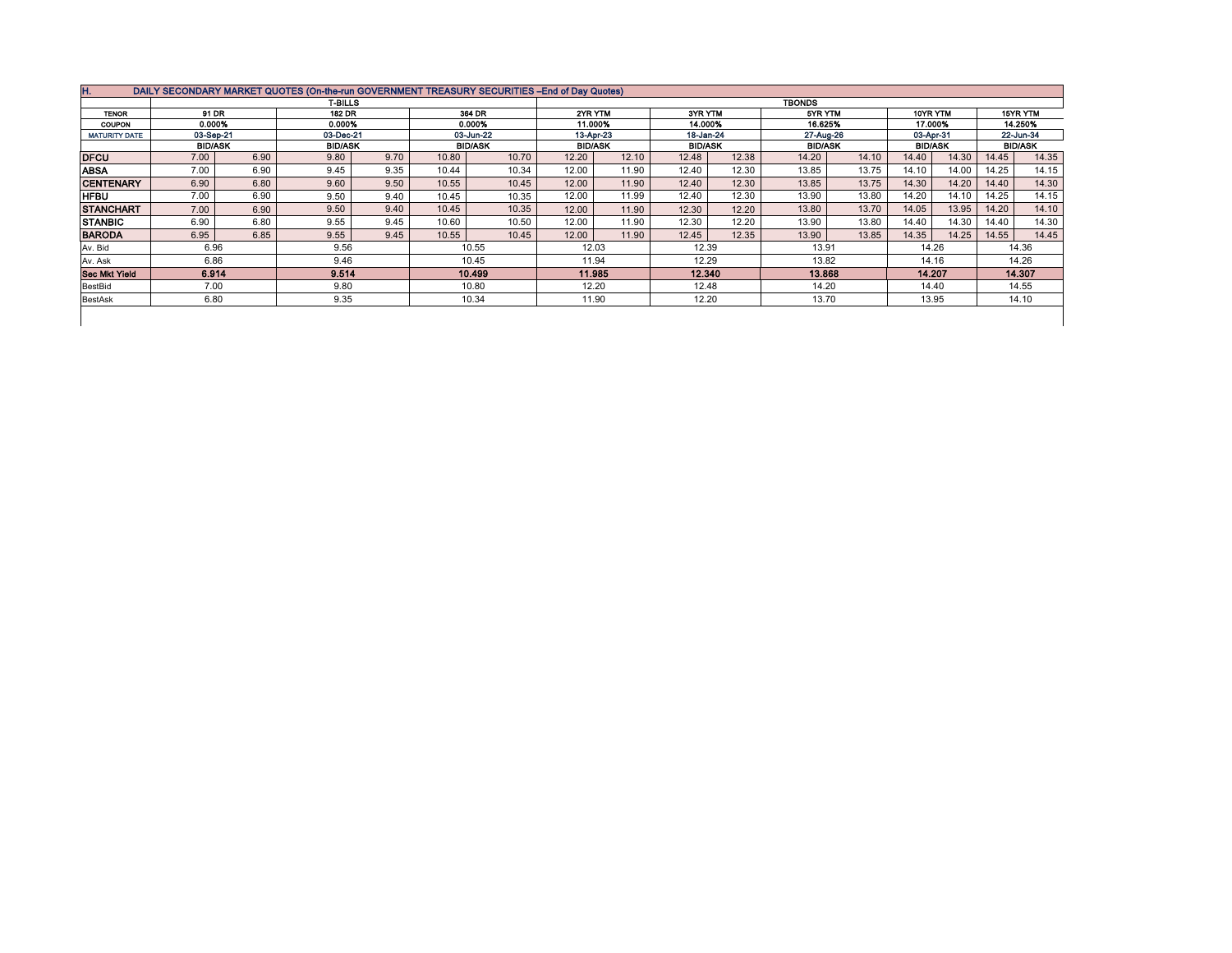## H. DAILY SECONDARY MARKET QUOTES (On-the-run GOVERNMENT TREASURY SECURITIES –End of Day Quotes)

| | T-BILLS | | | | | | TBONDS | | | | | | | | | |
|---|---|---|---|---|---|---|---|---|---|---|---|---|---|---|---|---|
| **TENOR** | 91 DR | | 182 DR | | 364 DR | | 2YR YTM | | 3YR YTM | | 5YR YTM | | 10YR YTM | | 15YR YTM | |
| **COUPON** | 0.000% | | 0.000% | | 0.000% | | 11.000% | | 14.000% | | 16.625% | | 17.000% | | 14.250% | |
| **MATURITY DATE** | 03-Sep-21 | | 03-Dec-21 | | 03-Jun-22 | | 13-Apr-23 | | 18-Jan-24 | | 27-Aug-26 | | 03-Apr-31 | | 22-Jun-34 | |
| | BID/ASK | | BID/ASK | | BID/ASK | | BID/ASK | | BID/ASK | | BID/ASK | | BID/ASK | | BID/ASK | |
| **DFCU** | 7.00 | 6.90 | 9.80 | 9.70 | 10.80 | 10.70 | 12.20 | 12.10 | 12.48 | 12.38 | 14.20 | 14.10 | 14.40 | 14.30 | 14.45 | 14.35 |
| **ABSA** | 7.00 | 6.90 | 9.45 | 9.35 | 10.44 | 10.34 | 12.00 | 11.90 | 12.40 | 12.30 | 13.85 | 13.75 | 14.10 | 14.00 | 14.25 | 14.15 |
| **CENTENARY** | 6.90 | 6.80 | 9.60 | 9.50 | 10.55 | 10.45 | 12.00 | 11.90 | 12.40 | 12.30 | 13.85 | 13.75 | 14.30 | 14.20 | 14.40 | 14.30 |
| **HFBU** | 7.00 | 6.90 | 9.50 | 9.40 | 10.45 | 10.35 | 12.00 | 11.99 | 12.40 | 12.30 | 13.90 | 13.80 | 14.20 | 14.10 | 14.25 | 14.15 |
| **STANCHART** | 7.00 | 6.90 | 9.50 | 9.40 | 10.45 | 10.35 | 12.00 | 11.90 | 12.30 | 12.20 | 13.80 | 13.70 | 14.05 | 13.95 | 14.20 | 14.10 |
| **STANBIC** | 6.90 | 6.80 | 9.55 | 9.45 | 10.60 | 10.50 | 12.00 | 11.90 | 12.30 | 12.20 | 13.90 | 13.80 | 14.40 | 14.30 | 14.40 | 14.30 |
| **BARODA** | 6.95 | 6.85 | 9.55 | 9.45 | 10.55 | 10.45 | 12.00 | 11.90 | 12.45 | 12.35 | 13.90 | 13.85 | 14.35 | 14.25 | 14.55 | 14.45 |
| Av. Bid | 6.96 | | 9.56 | | 10.55 | | 12.03 | | 12.39 | | 13.91 | | 14.26 | | 14.36 | |
| Av. Ask | 6.86 | | 9.46 | | 10.45 | | 11.94 | | 12.29 | | 13.82 | | 14.16 | | 14.26 | |
| **Sec Mkt Yield** | **6.914** | | **9.514** | | **10.499** | | **11.985** | | **12.340** | | **13.868** | | **14.207** | | **14.307** | |
| BestBid | 7.00 | | 9.80 | | 10.80 | | 12.20 | | 12.48 | | 14.20 | | 14.40 | | 14.55 | |
| BestAsk | 6.80 | | 9.35 | | 10.34 | | 11.90 | | 12.20 | | 13.70 | | 13.95 | | 14.10 | |